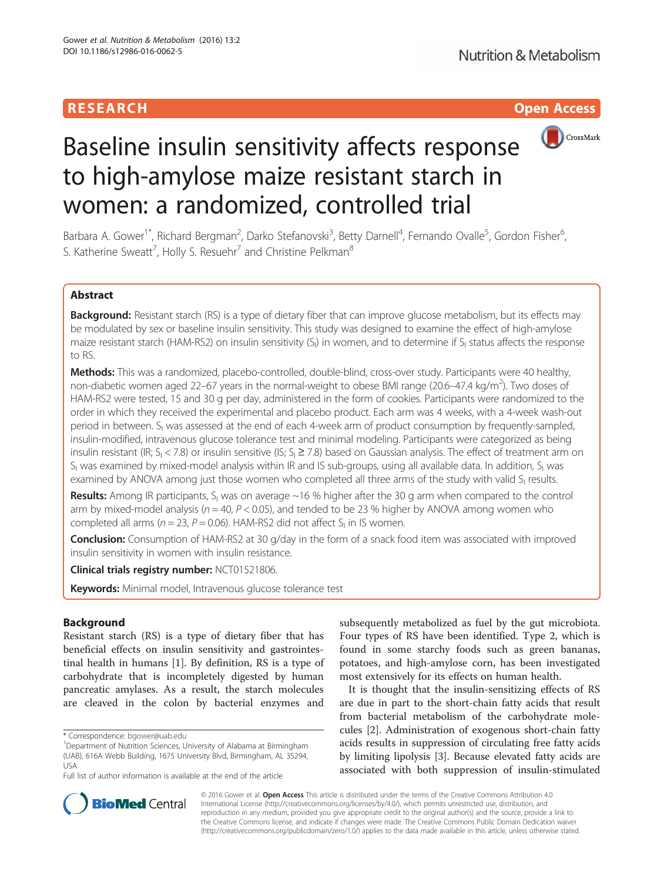RESEARCH Open Access

# Baseline insulin sensitivity affects response to high-amylose maize resistant starch in women: a randomized, controlled trial

Barbara A. Gower[1*], Richard Bergman[2], Darko Stefanovski[3], Betty Darnell[4], Fernando Ovalle[5], Gordon Fisher[6], S. Katherine Sweatt[7], Holly S. Resuehr[7] and Christine Pelkman[8]

## Abstract

**Background:** Resistant starch (RS) is a type of dietary fiber that can improve glucose metabolism, but its effects may be modulated by sex or baseline insulin sensitivity. This study was designed to examine the effect of high-amylose maize resistant starch (HAM-RS2) on insulin sensitivity ($S_I$) in women, and to determine if $S_I$ status affects the response to RS.

**Methods:** This was a randomized, placebo-controlled, double-blind, cross-over study. Participants were 40 healthy, non-diabetic women aged 22–67 years in the normal-weight to obese BMI range (20.6–47.4 kg/m$^2$). Two doses of HAM-RS2 were tested, 15 and 30 g per day, administered in the form of cookies. Participants were randomized to the order in which they received the experimental and placebo product. Each arm was 4 weeks, with a 4-week wash-out period in between. $S_I$ was assessed at the end of each 4-week arm of product consumption by frequently-sampled, insulin-modified, intravenous glucose tolerance test and minimal modeling. Participants were categorized as being insulin resistant (IR; $S_I$ < 7.8) or insulin sensitive (IS; $S_I$ ≥ 7.8) based on Gaussian analysis. The effect of treatment arm on $S_I$ was examined by mixed-model analysis within IR and IS sub-groups, using all available data. In addition, $S_I$ was examined by ANOVA among just those women who completed all three arms of the study with valid $S_I$ results.

**Results:** Among IR participants, $S_I$ was on average ~16 % higher after the 30 g arm when compared to the control arm by mixed-model analysis ($n$ = 40, $P$ < 0.05), and tended to be 23 % higher by ANOVA among women who completed all arms ($n$ = 23, $P$ = 0.06). HAM-RS2 did not affect $S_I$ in IS women.

**Conclusion:** Consumption of HAM-RS2 at 30 g/day in the form of a snack food item was associated with improved insulin sensitivity in women with insulin resistance.

**Clinical trials registry number:** NCT01521806.

**Keywords:** Minimal model, Intravenous glucose tolerance test

## Background

Resistant starch (RS) is a type of dietary fiber that has beneficial effects on insulin sensitivity and gastrointestinal health in humans [1]. By definition, RS is a type of carbohydrate that is incompletely digested by human pancreatic amylases. As a result, the starch molecules are cleaved in the colon by bacterial enzymes and subsequently metabolized as fuel by the gut microbiota. Four types of RS have been identified. Type 2, which is found in some starchy foods such as green bananas, potatoes, and high-amylose corn, has been investigated most extensively for its effects on human health.

It is thought that the insulin-sensitizing effects of RS are due in part to the short-chain fatty acids that result from bacterial metabolism of the carbohydrate molecules [2]. Administration of exogenous short-chain fatty acids results in suppression of circulating free fatty acids by limiting lipolysis [3]. Because elevated fatty acids are associated with both suppression of insulin-stimulated

* Correspondence: bgower@uab.edu
[1]Department of Nutrition Sciences, University of Alabama at Birmingham (UAB), 616A Webb Building, 1675 University Blvd, Birmingham, AL 35294, USA
Full list of author information is available at the end of the article

© 2016 Gower et al. **Open Access** This article is distributed under the terms of the Creative Commons Attribution 4.0 International License (http://creativecommons.org/licenses/by/4.0/), which permits unrestricted use, distribution, and reproduction in any medium, provided you give appropriate credit to the original author(s) and the source, provide a link to the Creative Commons license, and indicate if changes were made. The Creative Commons Public Domain Dedication waiver (http://creativecommons.org/publicdomain/zero/1.0/) applies to the data made available in this article, unless otherwise stated.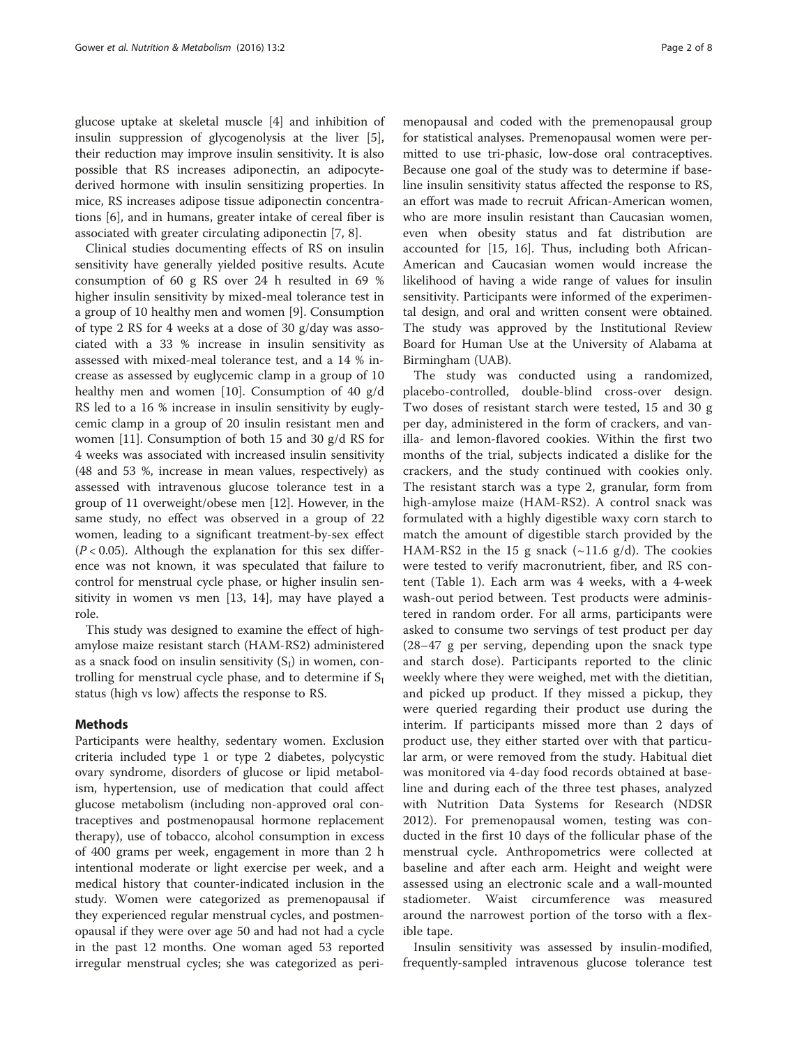glucose uptake at skeletal muscle [4] and inhibition of insulin suppression of glycogenolysis at the liver [5], their reduction may improve insulin sensitivity. It is also possible that RS increases adiponectin, an adipocyte-derived hormone with insulin sensitizing properties. In mice, RS increases adipose tissue adiponectin concentrations [6], and in humans, greater intake of cereal fiber is associated with greater circulating adiponectin [7, 8].

Clinical studies documenting effects of RS on insulin sensitivity have generally yielded positive results. Acute consumption of 60 g RS over 24 h resulted in 69 % higher insulin sensitivity by mixed-meal tolerance test in a group of 10 healthy men and women [9]. Consumption of type 2 RS for 4 weeks at a dose of 30 g/day was associated with a 33 % increase in insulin sensitivity as assessed with mixed-meal tolerance test, and a 14 % increase as assessed by euglycemic clamp in a group of 10 healthy men and women [10]. Consumption of 40 g/d RS led to a 16 % increase in insulin sensitivity by euglycemic clamp in a group of 20 insulin resistant men and women [11]. Consumption of both 15 and 30 g/d RS for 4 weeks was associated with increased insulin sensitivity (48 and 53 %, increase in mean values, respectively) as assessed with intravenous glucose tolerance test in a group of 11 overweight/obese men [12]. However, in the same study, no effect was observed in a group of 22 women, leading to a significant treatment-by-sex effect ($P < 0.05$). Although the explanation for this sex difference was not known, it was speculated that failure to control for menstrual cycle phase, or higher insulin sensitivity in women vs men [13, 14], may have played a role.

This study was designed to examine the effect of high-amylose maize resistant starch (HAM-RS2) administered as a snack food on insulin sensitivity ($S_I$) in women, controlling for menstrual cycle phase, and to determine if $S_I$ status (high vs low) affects the response to RS.

## Methods

Participants were healthy, sedentary women. Exclusion criteria included type 1 or type 2 diabetes, polycystic ovary syndrome, disorders of glucose or lipid metabolism, hypertension, use of medication that could affect glucose metabolism (including non-approved oral contraceptives and postmenopausal hormone replacement therapy), use of tobacco, alcohol consumption in excess of 400 grams per week, engagement in more than 2 h intentional moderate or light exercise per week, and a medical history that counter-indicated inclusion in the study. Women were categorized as premenopausal if they experienced regular menstrual cycles, and postmenopausal if they were over age 50 and had not had a cycle in the past 12 months. One woman aged 53 reported irregular menstrual cycles; she was categorized as perimenopausal and coded with the premenopausal group for statistical analyses. Premenopausal women were permitted to use tri-phasic, low-dose oral contraceptives. Because one goal of the study was to determine if baseline insulin sensitivity status affected the response to RS, an effort was made to recruit African-American women, who are more insulin resistant than Caucasian women, even when obesity status and fat distribution are accounted for [15, 16]. Thus, including both African-American and Caucasian women would increase the likelihood of having a wide range of values for insulin sensitivity. Participants were informed of the experimental design, and oral and written consent were obtained. The study was approved by the Institutional Review Board for Human Use at the University of Alabama at Birmingham (UAB).

The study was conducted using a randomized, placebo-controlled, double-blind cross-over design. Two doses of resistant starch were tested, 15 and 30 g per day, administered in the form of crackers, and vanilla- and lemon-flavored cookies. Within the first two months of the trial, subjects indicated a dislike for the crackers, and the study continued with cookies only. The resistant starch was a type 2, granular, form from high-amylose maize (HAM-RS2). A control snack was formulated with a highly digestible waxy corn starch to match the amount of digestible starch provided by the HAM-RS2 in the 15 g snack (~11.6 g/d). The cookies were tested to verify macronutrient, fiber, and RS content (Table 1). Each arm was 4 weeks, with a 4-week wash-out period between. Test products were administered in random order. For all arms, participants were asked to consume two servings of test product per day (28–47 g per serving, depending upon the snack type and starch dose). Participants reported to the clinic weekly where they were weighed, met with the dietitian, and picked up product. If they missed a pickup, they were queried regarding their product use during the interim. If participants missed more than 2 days of product use, they either started over with that particular arm, or were removed from the study. Habitual diet was monitored via 4-day food records obtained at baseline and during each of the three test phases, analyzed with Nutrition Data Systems for Research (NDSR 2012). For premenopausal women, testing was conducted in the first 10 days of the follicular phase of the menstrual cycle. Anthropometrics were collected at baseline and after each arm. Height and weight were assessed using an electronic scale and a wall-mounted stadiometer. Waist circumference was measured around the narrowest portion of the torso with a flexible tape.

Insulin sensitivity was assessed by insulin-modified, frequently-sampled intravenous glucose tolerance test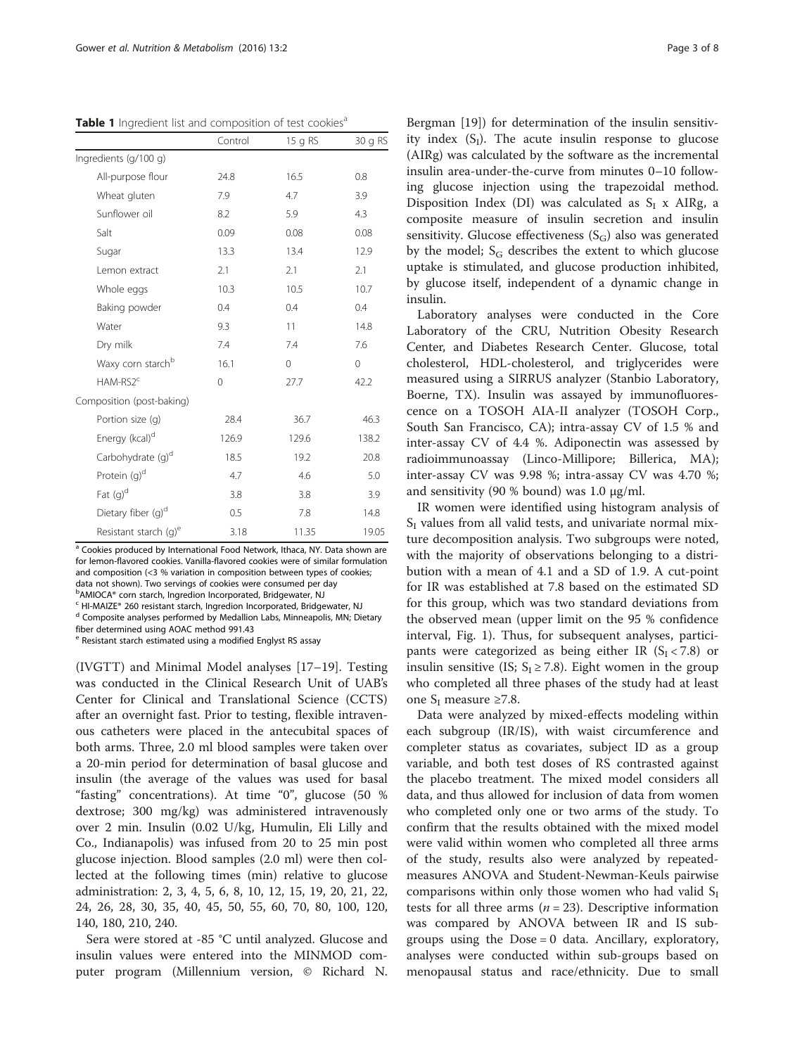**Table 1** Ingredient list and composition of test cookies[a]

| | Control | 15 g RS | 30 g RS |
|---|---|---|---|
| Ingredients (g/100 g) | | | |
| All-purpose flour | 24.8 | 16.5 | 0.8 |
| Wheat gluten | 7.9 | 4.7 | 3.9 |
| Sunflower oil | 8.2 | 5.9 | 4.3 |
| Salt | 0.09 | 0.08 | 0.08 |
| Sugar | 13.3 | 13.4 | 12.9 |
| Lemon extract | 2.1 | 2.1 | 2.1 |
| Whole eggs | 10.3 | 10.5 | 10.7 |
| Baking powder | 0.4 | 0.4 | 0.4 |
| Water | 9.3 | 11 | 14.8 |
| Dry milk | 7.4 | 7.4 | 7.6 |
| Waxy corn starch[b] | 16.1 | 0 | 0 |
| HAM-RS2[c] | 0 | 27.7 | 42.2 |
| Composition (post-baking) | | | |
| Portion size (g) | 28.4 | 36.7 | 46.3 |
| Energy (kcal)[d] | 126.9 | 129.6 | 138.2 |
| Carbohydrate (g)[d] | 18.5 | 19.2 | 20.8 |
| Protein (g)[d] | 4.7 | 4.6 | 5.0 |
| Fat (g)[d] | 3.8 | 3.8 | 3.9 |
| Dietary fiber (g)[d] | 0.5 | 7.8 | 14.8 |
| Resistant starch (g)[e] | 3.18 | 11.35 | 19.05 |

[a] Cookies produced by International Food Network, Ithaca, NY. Data shown are for lemon-flavored cookies. Vanilla-flavored cookies were of similar formulation and composition (<3 % variation in composition between types of cookies; data not shown). Two servings of cookies were consumed per day
[b] AMIOCA® corn starch, Ingredion Incorporated, Bridgewater, NJ
[c] HI-MAIZE® 260 resistant starch, Ingredion Incorporated, Bridgewater, NJ
[d] Composite analyses performed by Medallion Labs, Minneapolis, MN; Dietary fiber determined using AOAC method 991.43
[e] Resistant starch estimated using a modified Englyst RS assay

(IVGTT) and Minimal Model analyses [17–19]. Testing was conducted in the Clinical Research Unit of UAB's Center for Clinical and Translational Science (CCTS) after an overnight fast. Prior to testing, flexible intravenous catheters were placed in the antecubital spaces of both arms. Three, 2.0 ml blood samples were taken over a 20-min period for determination of basal glucose and insulin (the average of the values was used for basal "fasting" concentrations). At time "0", glucose (50 % dextrose; 300 mg/kg) was administered intravenously over 2 min. Insulin (0.02 U/kg, Humulin, Eli Lilly and Co., Indianapolis) was infused from 20 to 25 min post glucose injection. Blood samples (2.0 ml) were then collected at the following times (min) relative to glucose administration: 2, 3, 4, 5, 6, 8, 10, 12, 15, 19, 20, 21, 22, 24, 26, 28, 30, 35, 40, 45, 50, 55, 60, 70, 80, 100, 120, 140, 180, 210, 240.

Sera were stored at -85 °C until analyzed. Glucose and insulin values were entered into the MINMOD computer program (Millennium version, © Richard N. Bergman [19]) for determination of the insulin sensitivity index ($S_I$). The acute insulin response to glucose (AIRg) was calculated by the software as the incremental insulin area-under-the-curve from minutes 0–10 following glucose injection using the trapezoidal method. Disposition Index (DI) was calculated as $S_I$ x AIRg, a composite measure of insulin secretion and insulin sensitivity. Glucose effectiveness ($S_G$) also was generated by the model; $S_G$ describes the extent to which glucose uptake is stimulated, and glucose production inhibited, by glucose itself, independent of a dynamic change in insulin.

Laboratory analyses were conducted in the Core Laboratory of the CRU, Nutrition Obesity Research Center, and Diabetes Research Center. Glucose, total cholesterol, HDL-cholesterol, and triglycerides were measured using a SIRRUS analyzer (Stanbio Laboratory, Boerne, TX). Insulin was assayed by immunofluorescence on a TOSOH AIA-II analyzer (TOSOH Corp., South San Francisco, CA); intra-assay CV of 1.5 % and inter-assay CV of 4.4 %. Adiponectin was assessed by radioimmunoassay (Linco-Millipore; Billerica, MA); inter-assay CV was 9.98 %; intra-assay CV was 4.70 %; and sensitivity (90 % bound) was 1.0 μg/ml.

IR women were identified using histogram analysis of $S_I$ values from all valid tests, and univariate normal mixture decomposition analysis. Two subgroups were noted, with the majority of observations belonging to a distribution with a mean of 4.1 and a SD of 1.9. A cut-point for IR was established at 7.8 based on the estimated SD for this group, which was two standard deviations from the observed mean (upper limit on the 95 % confidence interval, Fig. 1). Thus, for subsequent analyses, participants were categorized as being either IR ($S_I < 7.8$) or insulin sensitive (IS; $S_I \geq 7.8$). Eight women in the group who completed all three phases of the study had at least one $S_I$ measure ≥7.8.

Data were analyzed by mixed-effects modeling within each subgroup (IR/IS), with waist circumference and completer status as covariates, subject ID as a group variable, and both test doses of RS contrasted against the placebo treatment. The mixed model considers all data, and thus allowed for inclusion of data from women who completed only one or two arms of the study. To confirm that the results obtained with the mixed model were valid within women who completed all three arms of the study, results also were analyzed by repeated-measures ANOVA and Student-Newman-Keuls pairwise comparisons within only those women who had valid $S_I$ tests for all three arms ($n = 23$). Descriptive information was compared by ANOVA between IR and IS subgroups using the Dose = 0 data. Ancillary, exploratory, analyses were conducted within sub-groups based on menopausal status and race/ethnicity. Due to small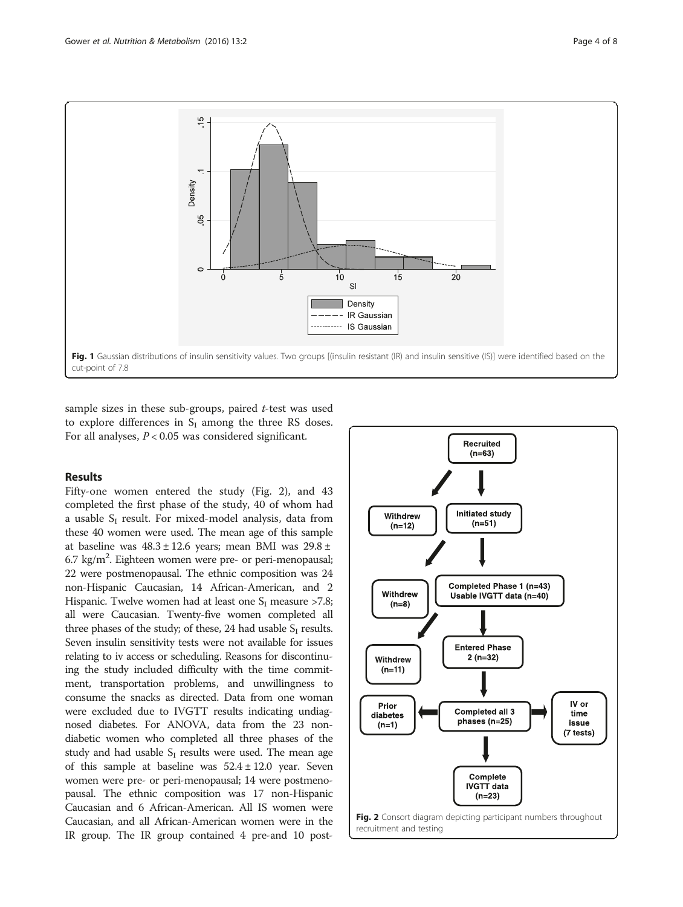Fig. 1 Gaussian distributions of insulin sensitivity values. Two groups [(insulin resistant (IR) and insulin sensitive (IS)] were identified based on the cut-point of 7.8

sample sizes in these sub-groups, paired *t*-test was used to explore differences in $S_I$ among the three RS doses. For all analyses, $P < 0.05$ was considered significant.

## Results

Fifty-one women entered the study (Fig. 2), and 43 completed the first phase of the study, 40 of whom had a usable $S_I$ result. For mixed-model analysis, data from these 40 women were used. The mean age of this sample at baseline was $48.3 \pm 12.6$ years; mean BMI was $29.8 \pm 6.7$ kg/m$^2$. Eighteen women were pre- or peri-menopausal; 22 were postmenopausal. The ethnic composition was 24 non-Hispanic Caucasian, 14 African-American, and 2 Hispanic. Twelve women had at least one $S_I$ measure >7.8; all were Caucasian. Twenty-five women completed all three phases of the study; of these, 24 had usable $S_I$ results. Seven insulin sensitivity tests were not available for issues relating to iv access or scheduling. Reasons for discontinuing the study included difficulty with the time commitment, transportation problems, and unwillingness to consume the snacks as directed. Data from one woman were excluded due to IVGTT results indicating undiagnosed diabetes. For ANOVA, data from the 23 non-diabetic women who completed all three phases of the study and had usable $S_I$ results were used. The mean age of this sample at baseline was $52.4 \pm 12.0$ year. Seven women were pre- or peri-menopausal; 14 were postmenopausal. The ethnic composition was 17 non-Hispanic Caucasian and 6 African-American. All IS women were Caucasian, and all African-American women were in the IR group. The IR group contained 4 pre-and 10 post-

Fig. 2 Consort diagram depicting participant numbers throughout recruitment and testing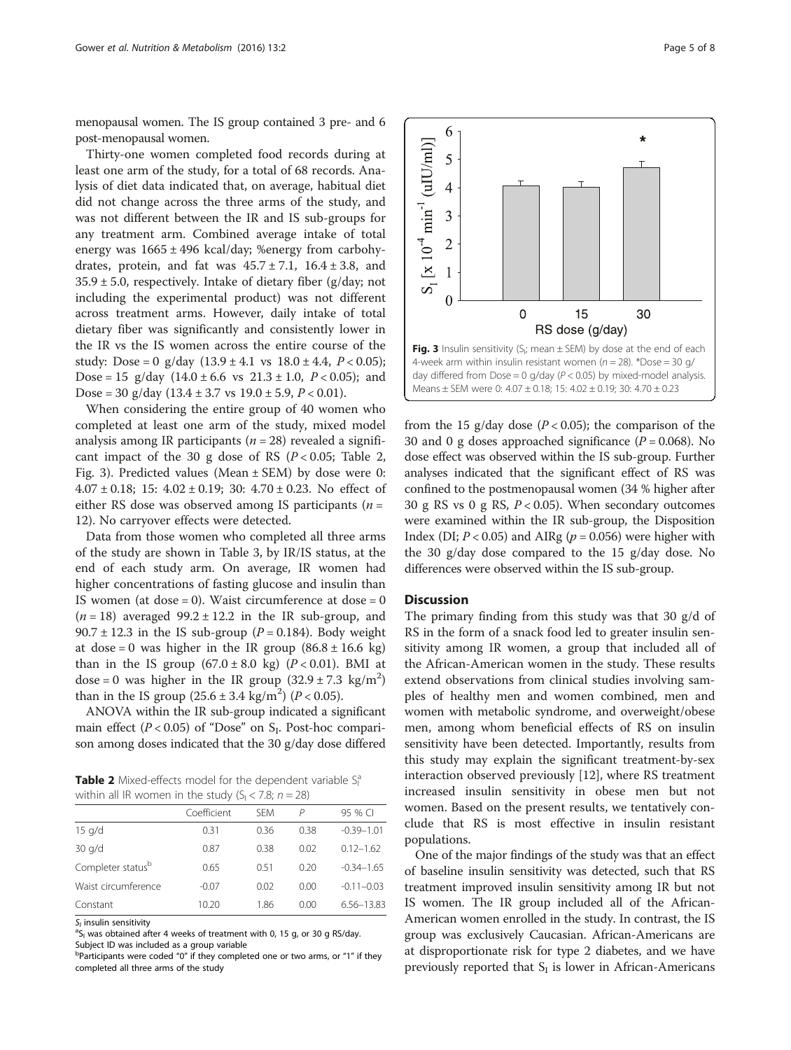menopausal women. The IS group contained 3 pre- and 6 post-menopausal women.

Thirty-one women completed food records during at least one arm of the study, for a total of 68 records. Analysis of diet data indicated that, on average, habitual diet did not change across the three arms of the study, and was not different between the IR and IS sub-groups for any treatment arm. Combined average intake of total energy was 1665 ± 496 kcal/day; %energy from carbohydrates, protein, and fat was 45.7 ± 7.1, 16.4 ± 3.8, and 35.9 ± 5.0, respectively. Intake of dietary fiber (g/day; not including the experimental product) was not different across treatment arms. However, daily intake of total dietary fiber was significantly and consistently lower in the IR vs the IS women across the entire course of the study: Dose = 0 g/day (13.9 ± 4.1 vs 18.0 ± 4.4, $P < 0.05$); Dose = 15 g/day (14.0 ± 6.6 vs 21.3 ± 1.0, $P < 0.05$); and Dose = 30 g/day (13.4 ± 3.7 vs 19.0 ± 5.9, $P < 0.01$).

When considering the entire group of 40 women who completed at least one arm of the study, mixed model analysis among IR participants ($n = 28$) revealed a significant impact of the 30 g dose of RS ($P < 0.05$; Table 2, Fig. 3). Predicted values (Mean ± SEM) by dose were 0: 4.07 ± 0.18; 15: 4.02 ± 0.19; 30: 4.70 ± 0.23. No effect of either RS dose was observed among IS participants ($n = 12$). No carryover effects were detected.

Data from those women who completed all three arms of the study are shown in Table 3, by IR/IS status, at the end of each study arm. On average, IR women had higher concentrations of fasting glucose and insulin than IS women (at dose = 0). Waist circumference at dose = 0 ($n = 18$) averaged 99.2 ± 12.2 in the IR sub-group, and 90.7 ± 12.3 in the IS sub-group ($P = 0.184$). Body weight at dose = 0 was higher in the IR group (86.8 ± 16.6 kg) than in the IS group (67.0 ± 8.0 kg) ($P < 0.01$). BMI at dose = 0 was higher in the IR group (32.9 ± 7.3 kg/m$^2$) than in the IS group (25.6 ± 3.4 kg/m$^2$) ($P < 0.05$).

ANOVA within the IR sub-group indicated a significant main effect ($P < 0.05$) of "Dose" on $S_I$. Post-hoc comparison among doses indicated that the 30 g/day dose differed from the 15 g/day dose ($P < 0.05$); the comparison of the 30 and 0 g doses approached significance ($P = 0.068$). No dose effect was observed within the IS sub-group. Further analyses indicated that the significant effect of RS was confined to the postmenopausal women (34 % higher after 30 g RS vs 0 g RS, $P < 0.05$). When secondary outcomes were examined within the IR sub-group, the Disposition Index (DI; $P < 0.05$) and AIRg ($p = 0.056$) were higher with the 30 g/day dose compared to the 15 g/day dose. No differences were observed within the IS sub-group.

**Table 2** Mixed-effects model for the dependent variable $S_I$[a] within all IR women in the study ($S_I < 7.8$; $n = 28$)

| | Coefficient | SEM | P | 95 % CI |
|---|---|---|---|---|
| 15 g/d | 0.31 | 0.36 | 0.38 | -0.39–1.01 |
| 30 g/d | 0.87 | 0.38 | 0.02 | 0.12–1.62 |
| Completer status[b] | 0.65 | 0.51 | 0.20 | -0.34–1.65 |
| Waist circumference | -0.07 | 0.02 | 0.00 | -0.11–0.03 |
| Constant | 10.20 | 1.86 | 0.00 | 6.56–13.83 |

$S_I$ insulin sensitivity
[a]$S_I$ was obtained after 4 weeks of treatment with 0, 15 g, or 30 g RS/day. Subject ID was included as a group variable
[b]Participants were coded "0" if they completed one or two arms, or "1" if they completed all three arms of the study

**Fig. 3** Insulin sensitivity ($S_I$; mean ± SEM) by dose at the end of each 4-week arm within insulin resistant women ($n = 28$). *Dose = 30 g/day differed from Dose = 0 g/day ($P < 0.05$) by mixed-model analysis. Means ± SEM were 0: 4.07 ± 0.18; 15: 4.02 ± 0.19; 30: 4.70 ± 0.23

## Discussion

The primary finding from this study was that 30 g/d of RS in the form of a snack food led to greater insulin sensitivity among IR women, a group that included all of the African-American women in the study. These results extend observations from clinical studies involving samples of healthy men and women combined, men and women with metabolic syndrome, and overweight/obese men, among whom beneficial effects of RS on insulin sensitivity have been detected. Importantly, results from this study may explain the significant treatment-by-sex interaction observed previously [12], where RS treatment increased insulin sensitivity in obese men but not women. Based on the present results, we tentatively conclude that RS is most effective in insulin resistant populations.

One of the major findings of the study was that an effect of baseline insulin sensitivity was detected, such that RS treatment improved insulin sensitivity among IR but not IS women. The IR group included all of the African-American women enrolled in the study. In contrast, the IS group was exclusively Caucasian. African-Americans are at disproportionate risk for type 2 diabetes, and we have previously reported that $S_I$ is lower in African-Americans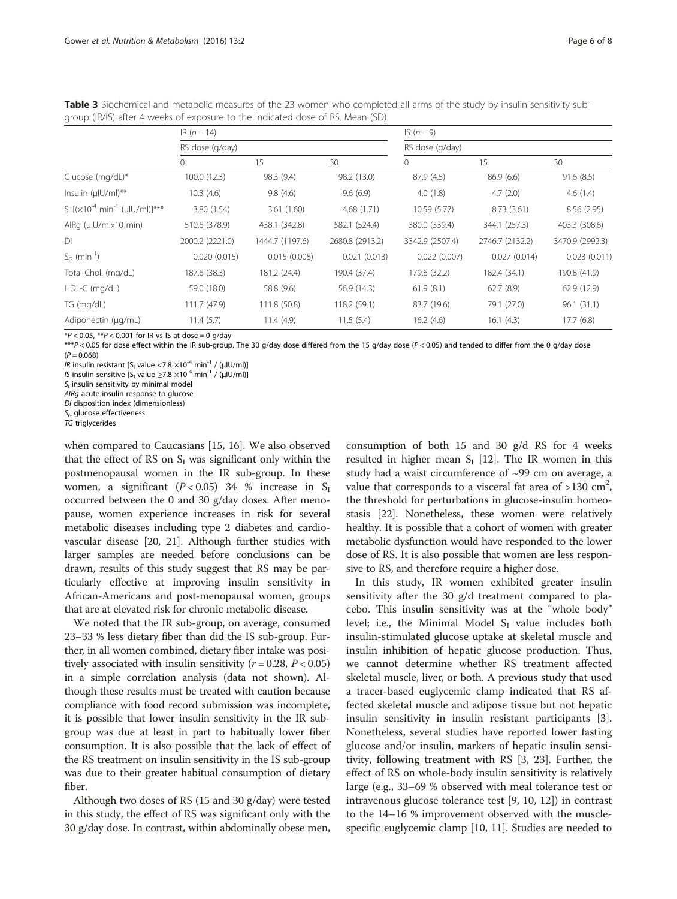**Table 3** Biochemical and metabolic measures of the 23 women who completed all arms of the study by insulin sensitivity sub-group (IR/IS) after 4 weeks of exposure to the indicated dose of RS. Mean (SD)

| | IR ($n = 14$) | | | IS ($n = 9$) | | |
|---|---|---|---|---|---|---|
| | RS dose (g/day) | | | RS dose (g/day) | | |
| | 0 | 15 | 30 | 0 | 15 | 30 |
| Glucose (mg/dL)* | 100.0 (12.3) | 98.3 (9.4) | 98.2 (13.0) | 87.9 (4.5) | 86.9 (6.6) | 91.6 (8.5) |
| Insulin (μIU/ml)** | 10.3 (4.6) | 9.8 (4.6) | 9.6 (6.9) | 4.0 (1.8) | 4.7 (2.0) | 4.6 (1.4) |
| $S_I$ [($\times 10^{-4}$ min$^{-1}$ (μIU/ml)]*** | 3.80 (1.54) | 3.61 (1.60) | 4.68 (1.71) | 10.59 (5.77) | 8.73 (3.61) | 8.56 (2.95) |
| AIRg (μIU/mlx10 min) | 510.6 (378.9) | 438.1 (342.8) | 582.1 (524.4) | 380.0 (339.4) | 344.1 (257.3) | 403.3 (308.6) |
| DI | 2000.2 (2221.0) | 1444.7 (1197.6) | 2680.8 (2913.2) | 3342.9 (2507.4) | 2746.7 (2132.2) | 3470.9 (2992.3) |
| $S_G$ (min$^{-1}$) | 0.020 (0.015) | 0.015 (0.008) | 0.021 (0.013) | 0.022 (0.007) | 0.027 (0.014) | 0.023 (0.011) |
| Total Chol. (mg/dL) | 187.6 (38.3) | 181.2 (24.4) | 190.4 (37.4) | 179.6 (32.2) | 182.4 (34.1) | 190.8 (41.9) |
| HDL-C (mg/dL) | 59.0 (18.0) | 58.8 (9.6) | 56.9 (14.3) | 61.9 (8.1) | 62.7 (8.9) | 62.9 (12.9) |
| TG (mg/dL) | 111.7 (47.9) | 111.8 (50.8) | 118.2 (59.1) | 83.7 (19.6) | 79.1 (27.0) | 96.1 (31.1) |
| Adiponectin (μg/mL) | 11.4 (5.7) | 11.4 (4.9) | 11.5 (5.4) | 16.2 (4.6) | 16.1 (4.3) | 17.7 (6.8) |

*$P < 0.05$, **$P < 0.001$ for IR vs IS at dose = 0 g/day

***$P < 0.05$ for dose effect within the IR sub-group. The 30 g/day dose differed from the 15 g/day dose ($P < 0.05$) and tended to differ from the 0 g/day dose ($P = 0.068$)

*IR* insulin resistant [$S_I$ value <7.8 $\times 10^{-4}$ min$^{-1}$ / (μIU/ml)]

*IS* insulin sensitive [$S_I$ value ≥7.8 $\times 10^{-4}$ min$^{-1}$ / (μIU/ml)]

$S_I$ insulin sensitivity by minimal model

*AIRg* acute insulin response to glucose

*DI* disposition index (dimensionless)

$S_G$ glucose effectiveness

*TG* triglycerides

when compared to Caucasians [15, 16]. We also observed that the effect of RS on $S_I$ was significant only within the postmenopausal women in the IR sub-group. In these women, a significant ($P < 0.05$) 34 % increase in $S_I$ occurred between the 0 and 30 g/day doses. After menopause, women experience increases in risk for several metabolic diseases including type 2 diabetes and cardiovascular disease [20, 21]. Although further studies with larger samples are needed before conclusions can be drawn, results of this study suggest that RS may be particularly effective at improving insulin sensitivity in African-Americans and post-menopausal women, groups that are at elevated risk for chronic metabolic disease.

We noted that the IR sub-group, on average, consumed 23–33 % less dietary fiber than did the IS sub-group. Further, in all women combined, dietary fiber intake was positively associated with insulin sensitivity ($r = 0.28$, $P < 0.05$) in a simple correlation analysis (data not shown). Although these results must be treated with caution because compliance with food record submission was incomplete, it is possible that lower insulin sensitivity in the IR sub-group was due at least in part to habitually lower fiber consumption. It is also possible that the lack of effect of the RS treatment on insulin sensitivity in the IS sub-group was due to their greater habitual consumption of dietary fiber.

Although two doses of RS (15 and 30 g/day) were tested in this study, the effect of RS was significant only with the 30 g/day dose. In contrast, within abdominally obese men, consumption of both 15 and 30 g/d RS for 4 weeks resulted in higher mean $S_I$ [12]. The IR women in this study had a waist circumference of ~99 cm on average, a value that corresponds to a visceral fat area of >130 cm$^2$, the threshold for perturbations in glucose-insulin homeostasis [22]. Nonetheless, these women were relatively healthy. It is possible that a cohort of women with greater metabolic dysfunction would have responded to the lower dose of RS. It is also possible that women are less responsive to RS, and therefore require a higher dose.

In this study, IR women exhibited greater insulin sensitivity after the 30 g/d treatment compared to placebo. This insulin sensitivity was at the "whole body" level; i.e., the Minimal Model $S_I$ value includes both insulin-stimulated glucose uptake at skeletal muscle and insulin inhibition of hepatic glucose production. Thus, we cannot determine whether RS treatment affected skeletal muscle, liver, or both. A previous study that used a tracer-based euglycemic clamp indicated that RS affected skeletal muscle and adipose tissue but not hepatic insulin sensitivity in insulin resistant participants [3]. Nonetheless, several studies have reported lower fasting glucose and/or insulin, markers of hepatic insulin sensitivity, following treatment with RS [3, 23]. Further, the effect of RS on whole-body insulin sensitivity is relatively large (e.g., 33–69 % observed with meal tolerance test or intravenous glucose tolerance test [9, 10, 12]) in contrast to the 14–16 % improvement observed with the muscle-specific euglycemic clamp [10, 11]. Studies are needed to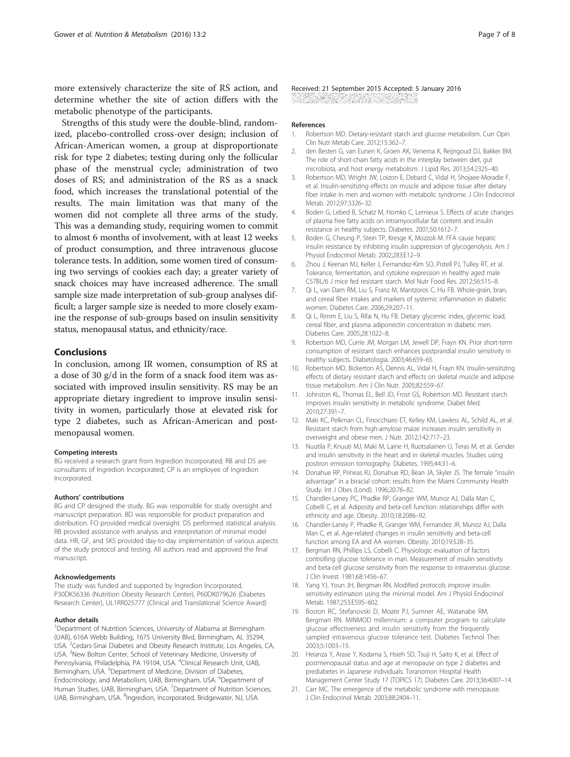more extensively characterize the site of RS action, and determine whether the site of action differs with the metabolic phenotype of the participants.

Strengths of this study were the double-blind, randomized, placebo-controlled cross-over design; inclusion of African-American women, a group at disproportionate risk for type 2 diabetes; testing during only the follicular phase of the menstrual cycle; administration of two doses of RS; and administration of the RS as a snack food, which increases the translational potential of the results. The main limitation was that many of the women did not complete all three arms of the study. This was a demanding study, requiring women to commit to almost 6 months of involvement, with at least 12 weeks of product consumption, and three intravenous glucose tolerance tests. In addition, some women tired of consuming two servings of cookies each day; a greater variety of snack choices may have increased adherence. The small sample size made interpretation of sub-group analyses difficult; a larger sample size is needed to more closely examine the response of sub-groups based on insulin sensitivity status, menopausal status, and ethnicity/race.

## Conclusions

In conclusion, among IR women, consumption of RS at a dose of 30 g/d in the form of a snack food item was associated with improved insulin sensitivity. RS may be an appropriate dietary ingredient to improve insulin sensitivity in women, particularly those at elevated risk for type 2 diabetes, such as African-American and postmenopausal women.

#### Competing interests

BG received a research grant from Ingredion Incorporated; RB and DS are consultants of Ingredion Incorporated; CP is an employee of Ingredion Incorporated.

#### Authors' contributions

BG and CP designed the study. BG was responsible for study oversight and manuscript preparation. BD was responsible for product preparation and distribution. FO provided medical oversight. DS performed statistical analysis. RB provided assistance with analysis and interpretation of minimal model data. HR, GF, and SKS provided day-to-day implementation of various aspects of the study protocol and testing. All authors read and approved the final manuscript.

#### Acknowledgements

The study was funded and supported by Ingredion Incorporated, P30DK56336 (Nutrition Obesity Research Center), P60DK079626 (Diabetes Research Center), UL1RR025777 (Clinical and Translational Science Award)

#### Author details

[1]Department of Nutrition Sciences, University of Alabama at Birmingham (UAB), 616A Webb Building, 1675 University Blvd, Birmingham, AL 35294, USA. [2]Cedars-Sinai Diabetes and Obesity Research Institute, Los Angeles, CA, USA. [3]New Bolton Center, School of Veterinary Medicine, University of Pennsylvania, Philadelphia, PA 19104, USA. [4]Clinical Research Unit, UAB, Birmingham, USA. [5]Department of Medicine, Division of Diabetes, Endocrinology, and Metabolism, UAB, Birmingham, USA. [6]Department of Human Studies, UAB, Birmingham, USA. [7]Department of Nutrition Sciences, UAB, Birmingham, USA. [8]Ingredion, Incorporated, Bridgewater, NJ, USA.

Received: 21 September 2015 Accepted: 5 January 2016

#### References

1. Robertson MD. Dietary-resistant starch and glucose metabolism. Curr Opin Clin Nutr Metab Care. 2012;15:362–7.
2. den Besten G, van Eunen K, Groen AK, Venema K, Reijngoud DJ, Bakker BM. The role of short-chain fatty acids in the interplay between diet, gut microbiota, and host energy metabolism. J Lipid Res. 2013;54:2325–40.
3. Robertson MD, Wright JW, Loizon E, Debard C, Vidal H, Shojaee-Moradie F, et al. Insulin-sensitizing effects on muscle and adipose tissue after dietary fiber intake in men and women with metabolic syndrome. J Clin Endocrinol Metab. 2012;97:3326–32.
4. Boden G, Lebed B, Schatz M, Homko C, Lemieux S. Effects of acute changes of plasma free fatty acids on intramyocellular fat content and insulin resistance in healthy subjects. Diabetes. 2001;50:1612–7.
5. Boden G, Cheung P, Stein TP, Kresge K, Mozzoli M. FFA cause hepatic insulin resistance by inhibiting insulin suppression of glycogenolysis. Am J Physiol Endocrinol Metab. 2002;283:E12–9.
6. Zhou J, Keenan MJ, Keller J, Fernandez-Kim SO, Pistell PJ, Tulley RT, et al. Tolerance, fermentation, and cytokine expression in healthy aged male C57BL/6 J mice fed resistant starch. Mol Nutr Food Res. 2012;56:515–8.
7. Qi L, van Dam RM, Liu S, Franz M, Mantzoros C, Hu FB. Whole-grain, bran, and cereal fiber intakes and markers of systemic inflammation in diabetic women. Diabetes Care. 2006;29:207–11.
8. Qi L, Rimm E, Liu S, Rifai N, Hu FB. Dietary glycemic index, glycemic load, cereal fiber, and plasma adiponectin concentration in diabetic men. Diabetes Care. 2005;28:1022–8.
9. Robertson MD, Currie JM, Morgan LM, Jewell DP, Frayn KN. Prior short-term consumption of resistant starch enhances postprandial insulin sensitivity in healthy subjects. Diabetologia. 2003;46:659–65.
10. Robertson MD, Bickerton AS, Dennis AL, Vidal H, Frayn KN. Insulin-sensitizing effects of dietary resistant starch and effects on skeletal muscle and adipose tissue metabolism. Am J Clin Nutr. 2005;82:559–67.
11. Johnston KL, Thomas EL, Bell JD, Frost GS, Robertson MD. Resistant starch improves insulin sensitivity in metabolic syndrome. Diabet Med. 2010;27:391–7.
12. Maki KC, Pelkman CL, Finocchiaro ET, Kelley KM, Lawless AL, Schild AL, et al. Resistant starch from high-amylose maize increases insulin sensitivity in overweight and obese men. J Nutr. 2012;142:717–23.
13. Nuutila P, Knuuti MJ, Maki M, Laine H, Ruotsalainen U, Teras M, et al. Gender and insulin sensitivity in the heart and in skeletal muscles. Studies using positron emission tomography. Diabetes. 1995;44:31–6.
14. Donahue RP, Prineas RJ, Donahue RD, Bean JA, Skyler JS. The female "insulin advantage" in a biracial cohort: results from the Miami Community Health Study. Int J Obes (Lond). 1996;20:76–82.
15. Chandler-Laney PC, Phadke RP, Granger WM, Munoz AJ, Dalla Man C, Cobelli C, et al. Adiposity and beta-cell function: relationships differ with ethnicity and age. Obesity. 2010;18:2086–92.
16. Chandler-Laney P, Phadke R, Granger WM, Fernandez JR, Munoz AJ, Dalla Man C, et al. Age-related changes in insulin sensitivity and beta-cell function among EA and AA women. Obesity. 2010;19:528–35.
17. Bergman RN, Phillips LS, Cobelli C. Physiologic evaluation of factors controlling glucose tolerance in man. Measurement of insulin sensitivity and beta-cell glucose sensitivity from the response to intravenous glucose. J Clin Invest. 1981;68:1456–67.
18. Yang YJ, Youn JH, Bergman RN. Modified protocols improve insulin sensitivity estimation using the minimal model. Am J Physiol Endocrinol Metab. 1987;253:E595–602.
19. Boston RC, Stefanovski D, Moate PJ, Sumner AE, Watanabe RM, Bergman RN. MINMOD millennium: a computer program to calculate glucose effectiveness and insulin sensitivity from the frequently sampled intravenous glucose tolerance test. Diabetes Technol Ther. 2003;5:1003–15.
20. Heianza Y, Arase Y, Kodama S, Hsieh SD, Tsuji H, Saito K, et al. Effect of postmenopausal status and age at menopause on type 2 diabetes and prediabetes in Japanese individuals: Toranomon Hospital Health Management Center Study 17 (TOPICS 17). Diabetes Care. 2013;36:4007–14.
21. Carr MC. The emergence of the metabolic syndrome with menopause. J Clin Endocrinol Metab. 2003;88:2404–11.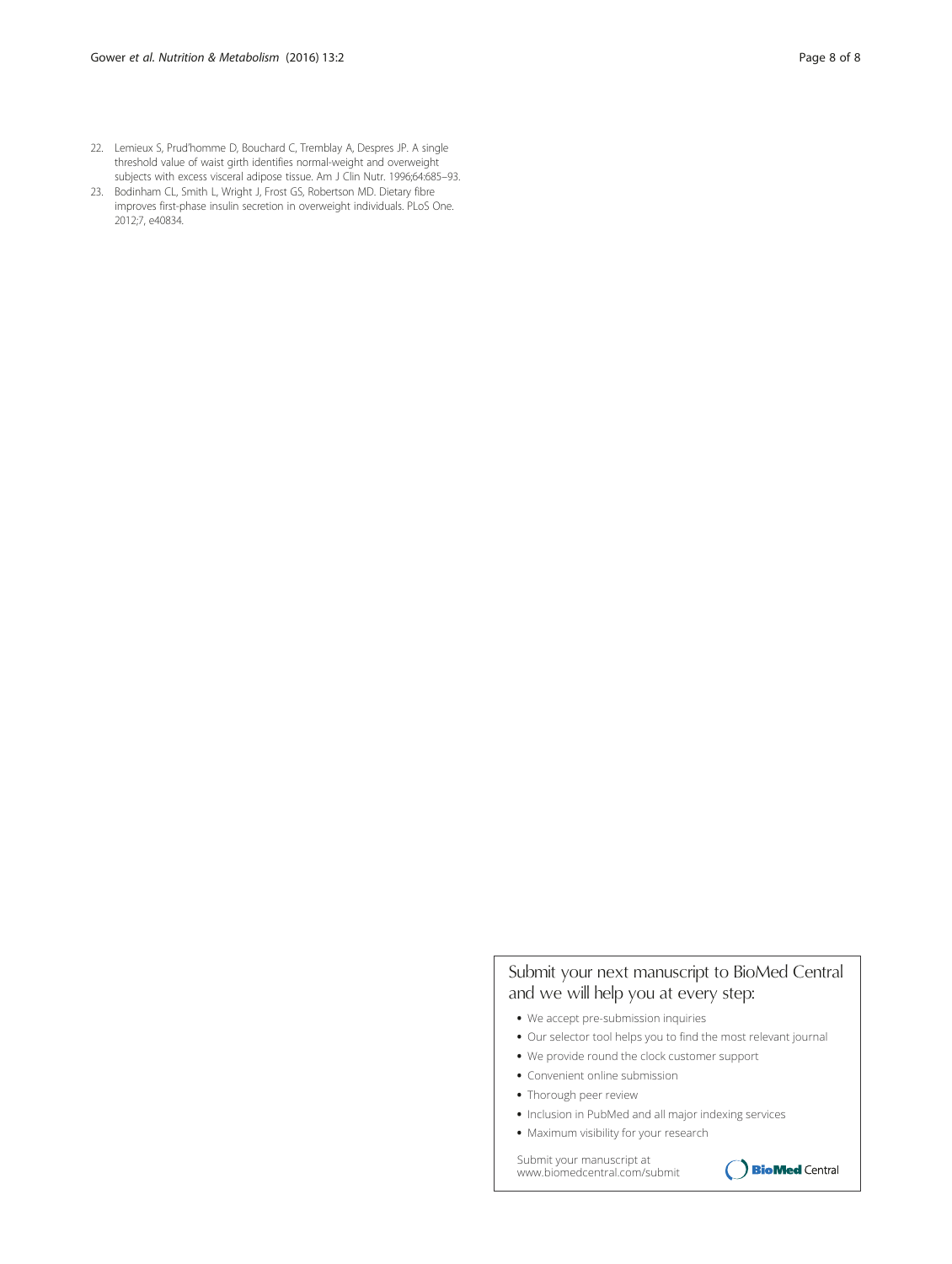22. Lemieux S, Prud'homme D, Bouchard C, Tremblay A, Despres JP. A single threshold value of waist girth identifies normal-weight and overweight subjects with excess visceral adipose tissue. Am J Clin Nutr. 1996;64:685–93.
23. Bodinham CL, Smith L, Wright J, Frost GS, Robertson MD. Dietary fibre improves first-phase insulin secretion in overweight individuals. PLoS One. 2012;7, e40834.

Submit your next manuscript to BioMed Central and we will help you at every step:

- We accept pre-submission inquiries
- Our selector tool helps you to find the most relevant journal
- We provide round the clock customer support
- Convenient online submission
- Thorough peer review
- Inclusion in PubMed and all major indexing services
- Maximum visibility for your research

Submit your manuscript at www.biomedcentral.com/submit

BioMed Central